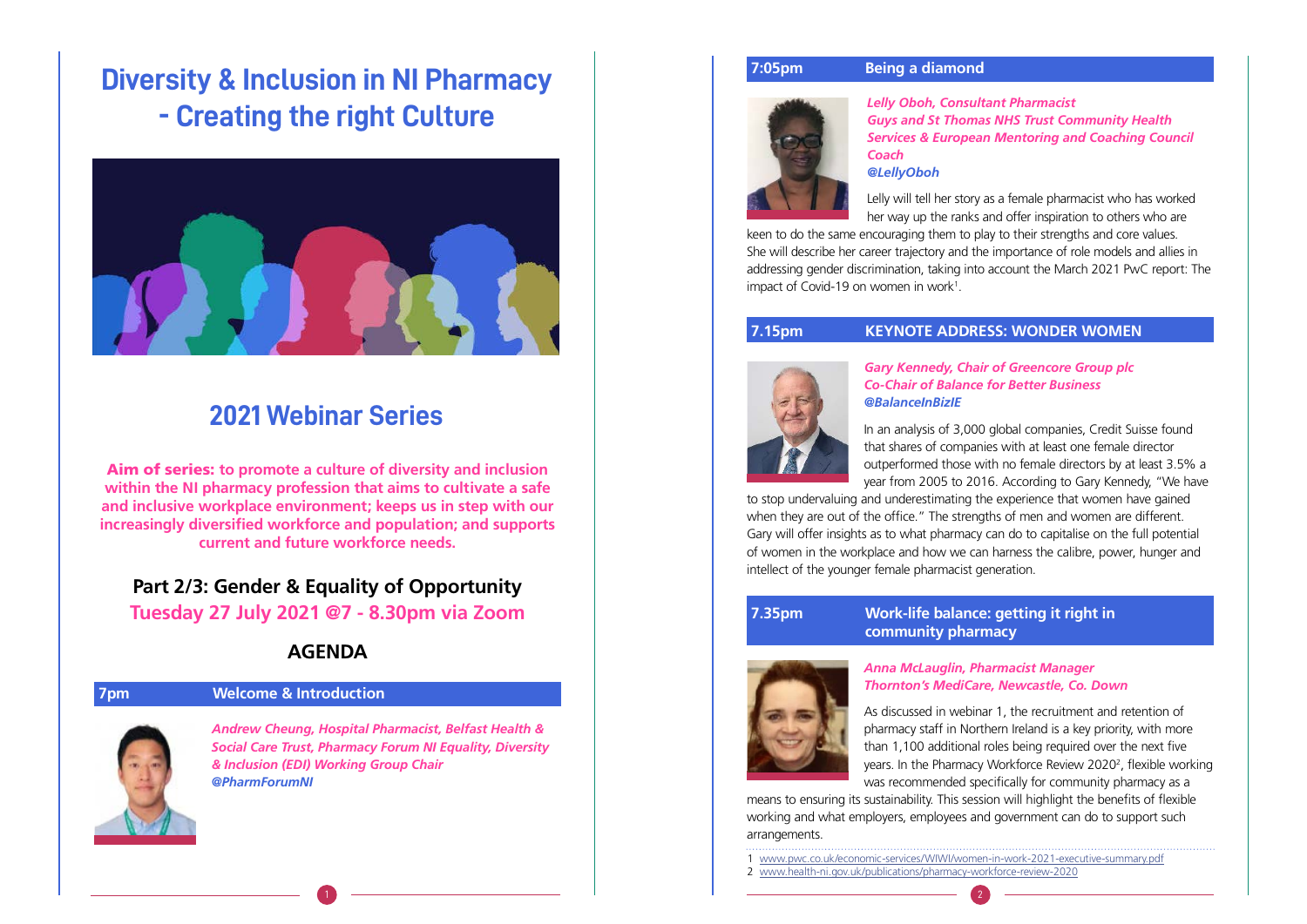# Diversity & Inclusion in NI Pharmacy - Creating the right Culture

## 2021 Webinar Series

**Aim of series:** to promote a culture of diversity and inclusion within the NI pharmacy profession that aims to cultivate a safe and inclusive workplace environment; keeps us in step with our increasingly diversified workforce and population; and supports current and future workforce needs.

### Part 2/3: Gender & Equality of Opportunity

**Tuesday 27 July 2021 @7 - 8.30pm via Zoom**

## AGENDA

### 7pm — Welcome & Introduction

*Andrew Cheung, Hospital Pharmacist, Belfast Health & Social Care Trust, Pharmacy Forum NI Equality, Diversity & Inclusion (EDI) Working Group Chair*
*@PharmForumNI*

### 7:05pm — Being a diamond

*Lelly Oboh, Consultant Pharmacist*
*Guys and St Thomas NHS Trust Community Health Services & European Mentoring and Coaching Council Coach*
*@LellyOboh*

Lelly will tell her story as a female pharmacist who has worked her way up the ranks and offer inspiration to others who are keen to do the same encouraging them to play to their strengths and core values. She will describe her career trajectory and the importance of role models and allies in addressing gender discrimination, taking into account the March 2021 PwC report: The impact of Covid-19 on women in work[1].

### 7.15pm — KEYNOTE ADDRESS: WONDER WOMEN

*Gary Kennedy, Chair of Greencore Group plc*
*Co-Chair of Balance for Better Business*
*@BalanceInBizIE*

In an analysis of 3,000 global companies, Credit Suisse found that shares of companies with at least one female director outperformed those with no female directors by at least 3.5% a year from 2005 to 2016. According to Gary Kennedy, "We have to stop undervaluing and underestimating the experience that women have gained when they are out of the office." The strengths of men and women are different. Gary will offer insights as to what pharmacy can do to capitalise on the full potential of women in the workplace and how we can harness the calibre, power, hunger and intellect of the younger female pharmacist generation.

### 7.35pm — Work-life balance: getting it right in community pharmacy

*Anna McLauglin, Pharmacist Manager*
*Thornton's MediCare, Newcastle, Co. Down*

As discussed in webinar 1, the recruitment and retention of pharmacy staff in Northern Ireland is a key priority, with more than 1,100 additional roles being required over the next five years. In the Pharmacy Workforce Review 2020[2], flexible working was recommended specifically for community pharmacy as a means to ensuring its sustainability. This session will highlight the benefits of flexible working and what employers, employees and government can do to support such arrangements.

---

1 www.pwc.co.uk/economic-services/WIWI/women-in-work-2021-executive-summary.pdf
2 www.health-ni.gov.uk/publications/pharmacy-workforce-review-2020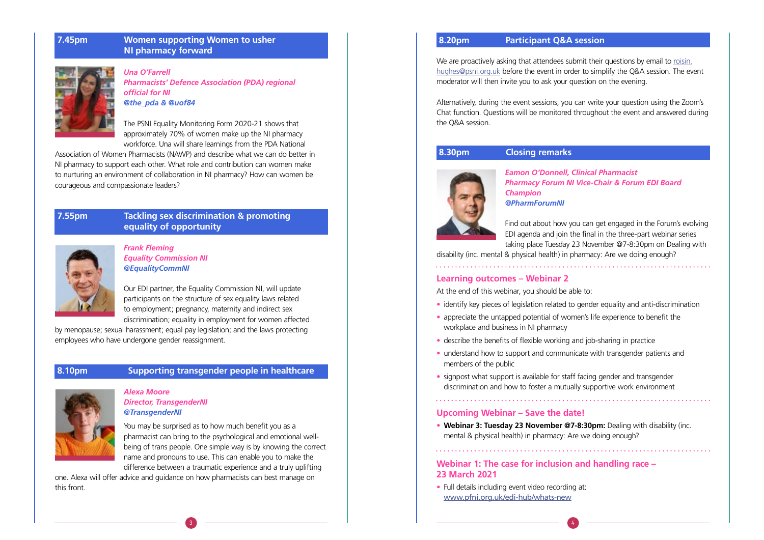## 7.45pm Women supporting Women to usher NI pharmacy forward

***Una O'Farrell***
***Pharmacists' Defence Association (PDA) regional official for NI***
***@the_pda & @uof84***

The PSNI Equality Monitoring Form 2020-21 shows that approximately 70% of women make up the NI pharmacy workforce. Una will share learnings from the PDA National Association of Women Pharmacists (NAWP) and describe what we can do better in NI pharmacy to support each other. What role and contribution can women make to nurturing an environment of collaboration in NI pharmacy? How can women be courageous and compassionate leaders?

## 7.55pm Tackling sex discrimination & promoting equality of opportunity

***Frank Fleming***
***Equality Commission NI***
***@EqualityCommNI***

Our EDI partner, the Equality Commission NI, will update participants on the structure of sex equality laws related to employment; pregnancy, maternity and indirect sex discrimination; equality in employment for women affected by menopause; sexual harassment; equal pay legislation; and the laws protecting employees who have undergone gender reassignment.

## 8.10pm Supporting transgender people in healthcare

***Alexa Moore***
***Director, TransgenderNI***
***@TransgenderNI***

You may be surprised as to how much benefit you as a pharmacist can bring to the psychological and emotional well-being of trans people. One simple way is by knowing the correct name and pronouns to use. This can enable you to make the difference between a traumatic experience and a truly uplifting one. Alexa will offer advice and guidance on how pharmacists can best manage on this front.

## 8.20pm Participant Q&A session

We are proactively asking that attendees submit their questions by email to roisin.hughes@psni.org.uk before the event in order to simplify the Q&A session. The event moderator will then invite you to ask your question on the evening.

Alternatively, during the event sessions, you can write your question using the Zoom's Chat function. Questions will be monitored throughout the event and answered during the Q&A session.

## 8.30pm Closing remarks

***Eamon O'Donnell, Clinical Pharmacist***
***Pharmacy Forum NI Vice-Chair & Forum EDI Board Champion***
***@PharmForumNI***

Find out about how you can get engaged in the Forum's evolving EDI agenda and join the final in the three-part webinar series taking place Tuesday 23 November @7-8:30pm on Dealing with disability (inc. mental & physical health) in pharmacy: Are we doing enough?

## Learning outcomes – Webinar 2

At the end of this webinar, you should be able to:

- identify key pieces of legislation related to gender equality and anti-discrimination
- appreciate the untapped potential of women's life experience to benefit the workplace and business in NI pharmacy
- describe the benefits of flexible working and job-sharing in practice
- understand how to support and communicate with transgender patients and members of the public
- signpost what support is available for staff facing gender and transgender discrimination and how to foster a mutually supportive work environment

## Upcoming Webinar – Save the date!

- **Webinar 3: Tuesday 23 November @7-8:30pm:** Dealing with disability (inc. mental & physical health) in pharmacy: Are we doing enough?

## Webinar 1: The case for inclusion and handling race – 23 March 2021

- Full details including event video recording at: www.pfni.org.uk/edi-hub/whats-new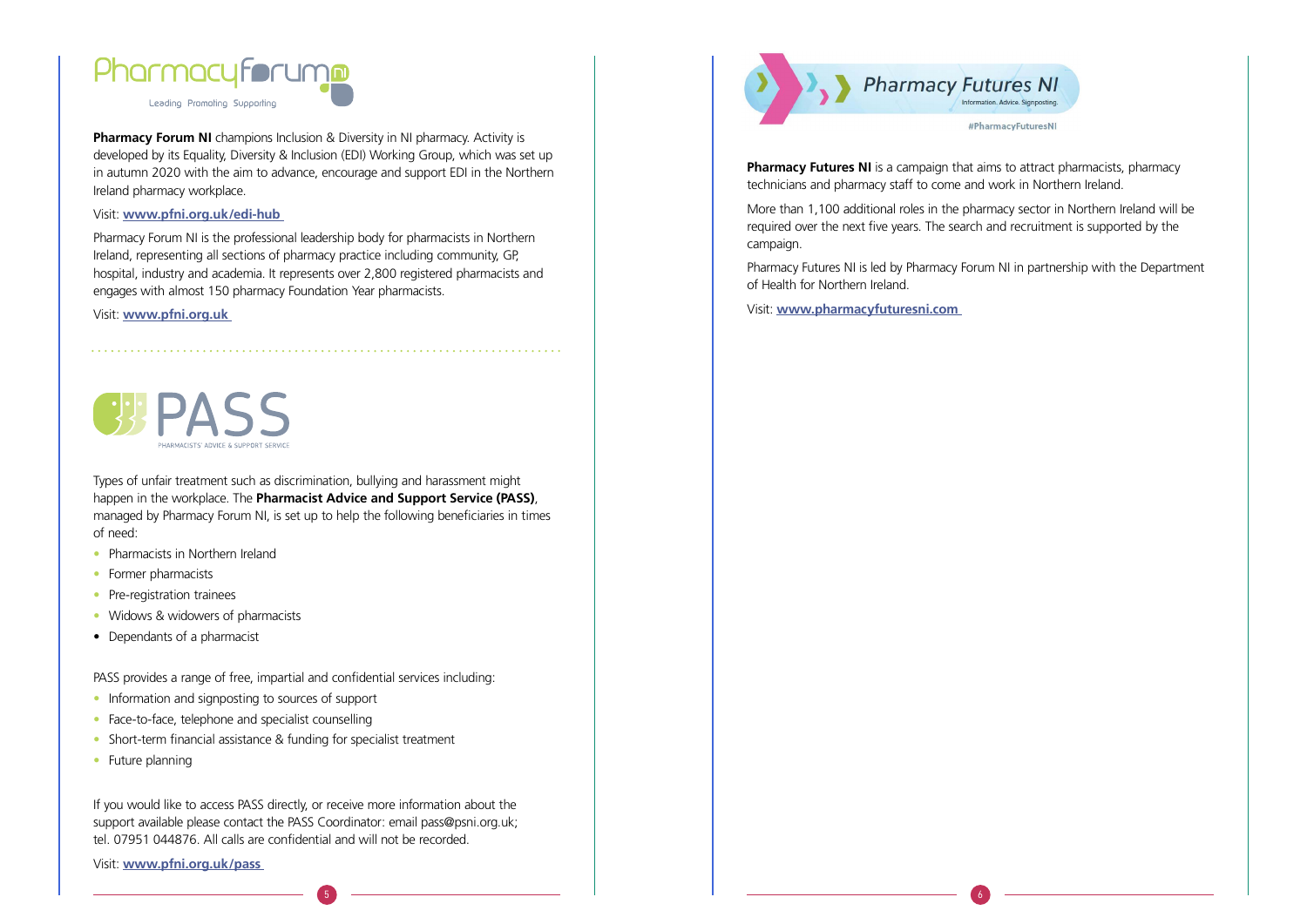Pharmacy Forum NI

Leading Promoting Supporting

**Pharmacy Forum NI** champions Inclusion & Diversity in NI pharmacy. Activity is developed by its Equality, Diversity & Inclusion (EDI) Working Group, which was set up in autumn 2020 with the aim to advance, encourage and support EDI in the Northern Ireland pharmacy workplace.

Visit: **www.pfni.org.uk/edi-hub**

Pharmacy Forum NI is the professional leadership body for pharmacists in Northern Ireland, representing all sections of pharmacy practice including community, GP, hospital, industry and academia. It represents over 2,800 registered pharmacists and engages with almost 150 pharmacy Foundation Year pharmacists.

Visit: **www.pfni.org.uk**

PASS

PHARMACISTS' ADVICE & SUPPORT SERVICE

Types of unfair treatment such as discrimination, bullying and harassment might happen in the workplace. The **Pharmacist Advice and Support Service (PASS)**, managed by Pharmacy Forum NI, is set up to help the following beneficiaries in times of need:

- Pharmacists in Northern Ireland
- Former pharmacists
- Pre-registration trainees
- Widows & widowers of pharmacists
- Dependants of a pharmacist

PASS provides a range of free, impartial and confidential services including:

- Information and signposting to sources of support
- Face-to-face, telephone and specialist counselling
- Short-term financial assistance & funding for specialist treatment
- Future planning

If you would like to access PASS directly, or receive more information about the support available please contact the PASS Coordinator: email pass@psni.org.uk; tel. 07951 044876. All calls are confidential and will not be recorded.

Visit: **www.pfni.org.uk/pass**

Pharmacy Futures NI

Information. Advice. Signposting.

#PharmacyFuturesNI

**Pharmacy Futures NI** is a campaign that aims to attract pharmacists, pharmacy technicians and pharmacy staff to come and work in Northern Ireland.

More than 1,100 additional roles in the pharmacy sector in Northern Ireland will be required over the next five years. The search and recruitment is supported by the campaign.

Pharmacy Futures NI is led by Pharmacy Forum NI in partnership with the Department of Health for Northern Ireland.

Visit: **www.pharmacyfuturesni.com**